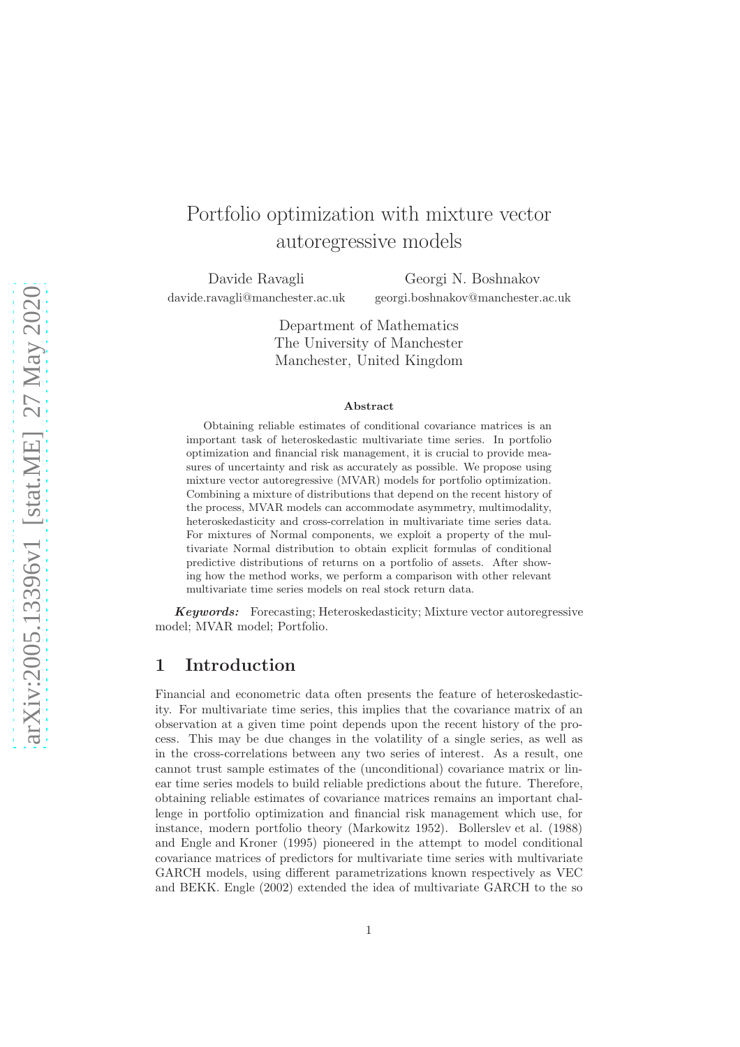# Portfolio optimization with mixture vector autoregressive models

Davide Ravagli
davide.ravagli@manchester.ac.uk

Georgi N. Boshnakov
georgi.boshnakov@manchester.ac.uk

Department of Mathematics
The University of Manchester
Manchester, United Kingdom

## Abstract

Obtaining reliable estimates of conditional covariance matrices is an important task of heteroskedastic multivariate time series. In portfolio optimization and financial risk management, it is crucial to provide measures of uncertainty and risk as accurately as possible. We propose using mixture vector autoregressive (MVAR) models for portfolio optimization. Combining a mixture of distributions that depend on the recent history of the process, MVAR models can accommodate asymmetry, multimodality, heteroskedasticity and cross-correlation in multivariate time series data. For mixtures of Normal components, we exploit a property of the multivariate Normal distribution to obtain explicit formulas of conditional predictive distributions of returns on a portfolio of assets. After showing how the method works, we perform a comparison with other relevant multivariate time series models on real stock return data.

***Keywords:*** Forecasting; Heteroskedasticity; Mixture vector autoregressive model; MVAR model; Portfolio.

## 1 Introduction

Financial and econometric data often presents the feature of heteroskedasticity. For multivariate time series, this implies that the covariance matrix of an observation at a given time point depends upon the recent history of the process. This may be due changes in the volatility of a single series, as well as in the cross-correlations between any two series of interest. As a result, one cannot trust sample estimates of the (unconditional) covariance matrix or linear time series models to build reliable predictions about the future. Therefore, obtaining reliable estimates of covariance matrices remains an important challenge in portfolio optimization and financial risk management which use, for instance, modern portfolio theory (Markowitz 1952). Bollerslev et al. (1988) and Engle and Kroner (1995) pioneered in the attempt to model conditional covariance matrices of predictors for multivariate time series with multivariate GARCH models, using different parametrizations known respectively as VEC and BEKK. Engle (2002) extended the idea of multivariate GARCH to the so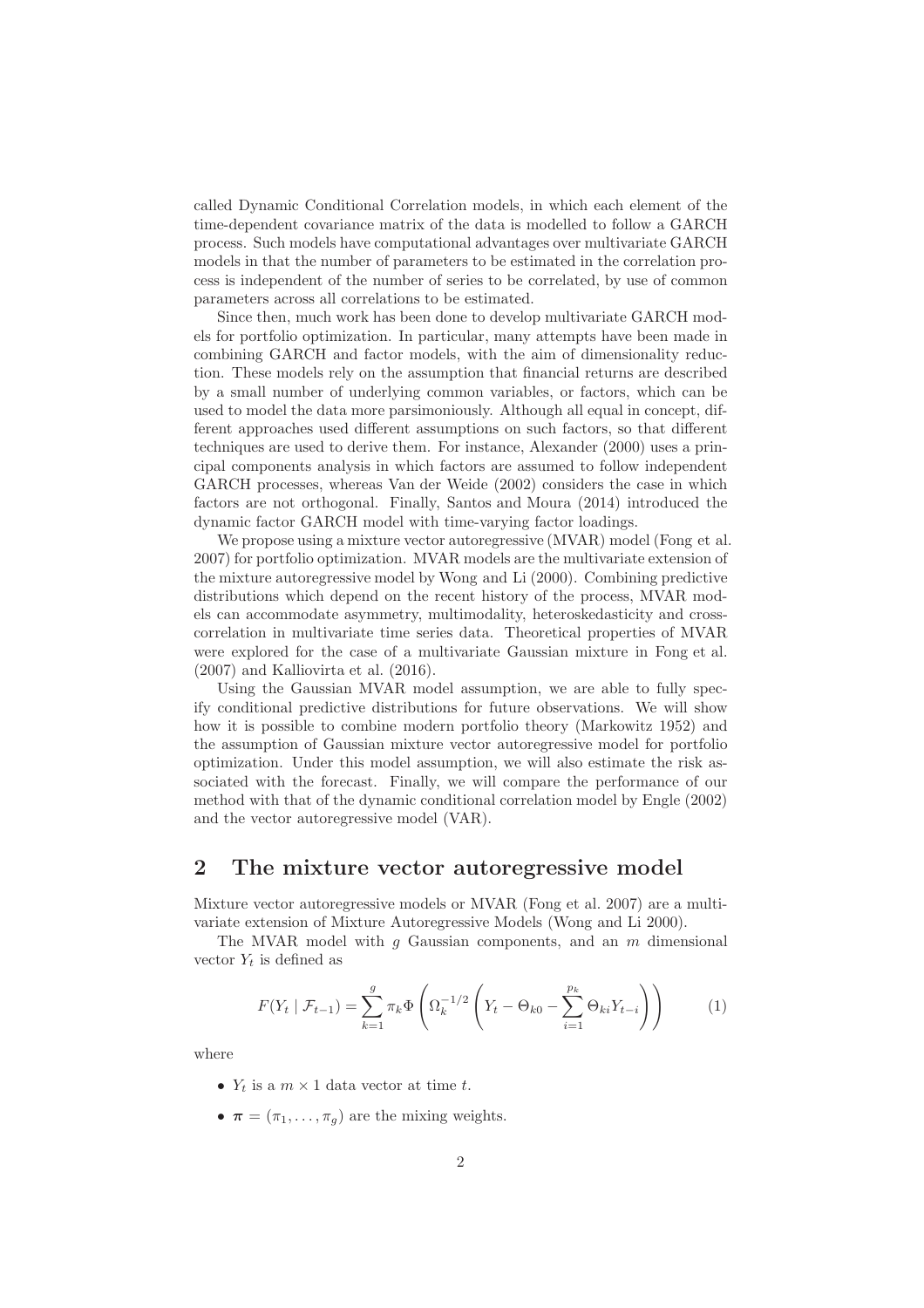called Dynamic Conditional Correlation models, in which each element of the time-dependent covariance matrix of the data is modelled to follow a GARCH process. Such models have computational advantages over multivariate GARCH models in that the number of parameters to be estimated in the correlation process is independent of the number of series to be correlated, by use of common parameters across all correlations to be estimated.

Since then, much work has been done to develop multivariate GARCH models for portfolio optimization. In particular, many attempts have been made in combining GARCH and factor models, with the aim of dimensionality reduction. These models rely on the assumption that financial returns are described by a small number of underlying common variables, or factors, which can be used to model the data more parsimoniously. Although all equal in concept, different approaches used different assumptions on such factors, so that different techniques are used to derive them. For instance, Alexander (2000) uses a principal components analysis in which factors are assumed to follow independent GARCH processes, whereas Van der Weide (2002) considers the case in which factors are not orthogonal. Finally, Santos and Moura (2014) introduced the dynamic factor GARCH model with time-varying factor loadings.

We propose using a mixture vector autoregressive (MVAR) model (Fong et al. 2007) for portfolio optimization. MVAR models are the multivariate extension of the mixture autoregressive model by Wong and Li (2000). Combining predictive distributions which depend on the recent history of the process, MVAR models can accommodate asymmetry, multimodality, heteroskedasticity and cross-correlation in multivariate time series data. Theoretical properties of MVAR were explored for the case of a multivariate Gaussian mixture in Fong et al. (2007) and Kalliovirta et al. (2016).

Using the Gaussian MVAR model assumption, we are able to fully specify conditional predictive distributions for future observations. We will show how it is possible to combine modern portfolio theory (Markowitz 1952) and the assumption of Gaussian mixture vector autoregressive model for portfolio optimization. Under this model assumption, we will also estimate the risk associated with the forecast. Finally, we will compare the performance of our method with that of the dynamic conditional correlation model by Engle (2002) and the vector autoregressive model (VAR).

## 2 The mixture vector autoregressive model

Mixture vector autoregressive models or MVAR (Fong et al. 2007) are a multivariate extension of Mixture Autoregressive Models (Wong and Li 2000).

The MVAR model with $g$ Gaussian components, and an $m$ dimensional vector $Y_t$ is defined as

$$F(Y_t \mid \mathcal{F}_{t-1}) = \sum_{k=1}^{g} \pi_k \Phi \left( \Omega_k^{-1/2} \left( Y_t - \Theta_{k0} - \sum_{i=1}^{p_k} \Theta_{ki} Y_{t-i} \right) \right) \qquad (1)$$

where

- $Y_t$ is a $m \times 1$ data vector at time $t$.
- $\boldsymbol{\pi} = (\pi_1, \ldots, \pi_g)$ are the mixing weights.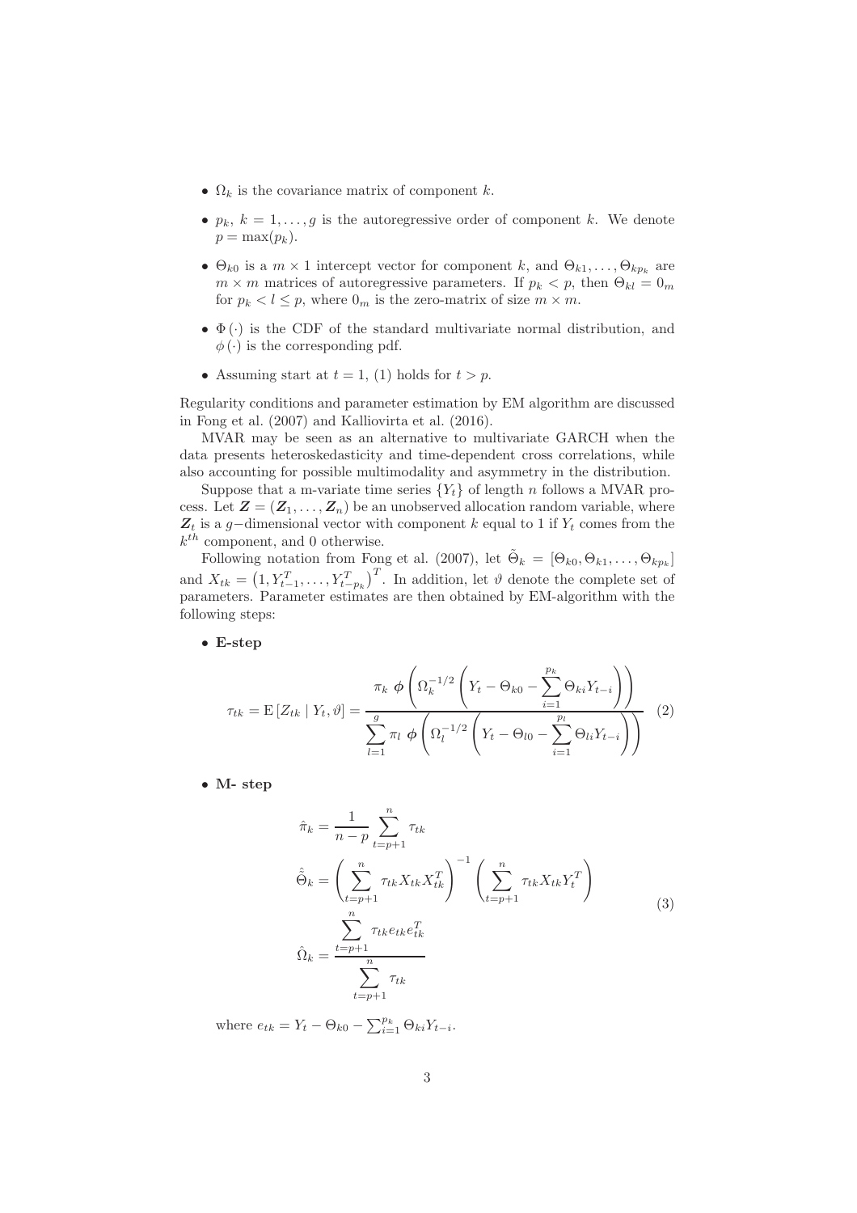- $\Omega_k$ is the covariance matrix of component $k$.
- $p_k$, $k = 1, \ldots, g$ is the autoregressive order of component $k$. We denote $p = \max(p_k)$.
- $\Theta_{k0}$ is a $m \times 1$ intercept vector for component $k$, and $\Theta_{k1}, \ldots, \Theta_{kp_k}$ are $m \times m$ matrices of autoregressive parameters. If $p_k < p$, then $\Theta_{kl} = 0_m$ for $p_k < l \leq p$, where $0_m$ is the zero-matrix of size $m \times m$.
- $\Phi(\cdot)$ is the CDF of the standard multivariate normal distribution, and $\phi(\cdot)$ is the corresponding pdf.
- Assuming start at $t = 1$, (1) holds for $t > p$.

Regularity conditions and parameter estimation by EM algorithm are discussed in Fong et al. (2007) and Kalliovirta et al. (2016).

MVAR may be seen as an alternative to multivariate GARCH when the data presents heteroskedasticity and time-dependent cross correlations, while also accounting for possible multimodality and asymmetry in the distribution.

Suppose that a m-variate time series $\{Y_t\}$ of length $n$ follows a MVAR process. Let $\boldsymbol{Z} = (\boldsymbol{Z}_1, \ldots, \boldsymbol{Z}_n)$ be an unobserved allocation random variable, where $\boldsymbol{Z}_t$ is a $g-$dimensional vector with component $k$ equal to 1 if $Y_t$ comes from the $k^{th}$ component, and 0 otherwise.

Following notation from Fong et al. (2007), let $\tilde{\Theta}_k = [\Theta_{k0}, \Theta_{k1}, \ldots, \Theta_{kp_k}]$ and $X_{tk} = \left(1, Y_{t-1}^T, \ldots, Y_{t-p_k}^T\right)^T$. In addition, let $\vartheta$ denote the complete set of parameters. Parameter estimates are then obtained by EM-algorithm with the following steps:

- **E-step**

$$\tau_{tk} = \mathrm{E}\left[Z_{tk} \mid Y_t, \vartheta\right] = \frac{\pi_k \, \boldsymbol{\phi}\left(\Omega_k^{-1/2}\left(Y_t - \Theta_{k0} - \sum_{i=1}^{p_k} \Theta_{ki} Y_{t-i}\right)\right)}{\sum_{l=1}^{g} \pi_l \, \boldsymbol{\phi}\left(\Omega_l^{-1/2}\left(Y_t - \Theta_{l0} - \sum_{i=1}^{p_l} \Theta_{li} Y_{t-i}\right)\right)} \quad (2)$$

- **M- step**

$$\begin{aligned}
\hat{\pi}_k &= \frac{1}{n-p} \sum_{t=p+1}^{n} \tau_{tk} \\
\hat{\tilde{\Theta}}_k &= \left(\sum_{t=p+1}^{n} \tau_{tk} X_{tk} X_{tk}^T\right)^{-1} \left(\sum_{t=p+1}^{n} \tau_{tk} X_{tk} Y_t^T\right) \\
\hat{\Omega}_k &= \frac{\sum_{t=p+1}^{n} \tau_{tk} e_{tk} e_{tk}^T}{\sum_{t=p+1}^{n} \tau_{tk}}
\end{aligned} \quad (3)$$

where $e_{tk} = Y_t - \Theta_{k0} - \sum_{i=1}^{p_k} \Theta_{ki} Y_{t-i}$.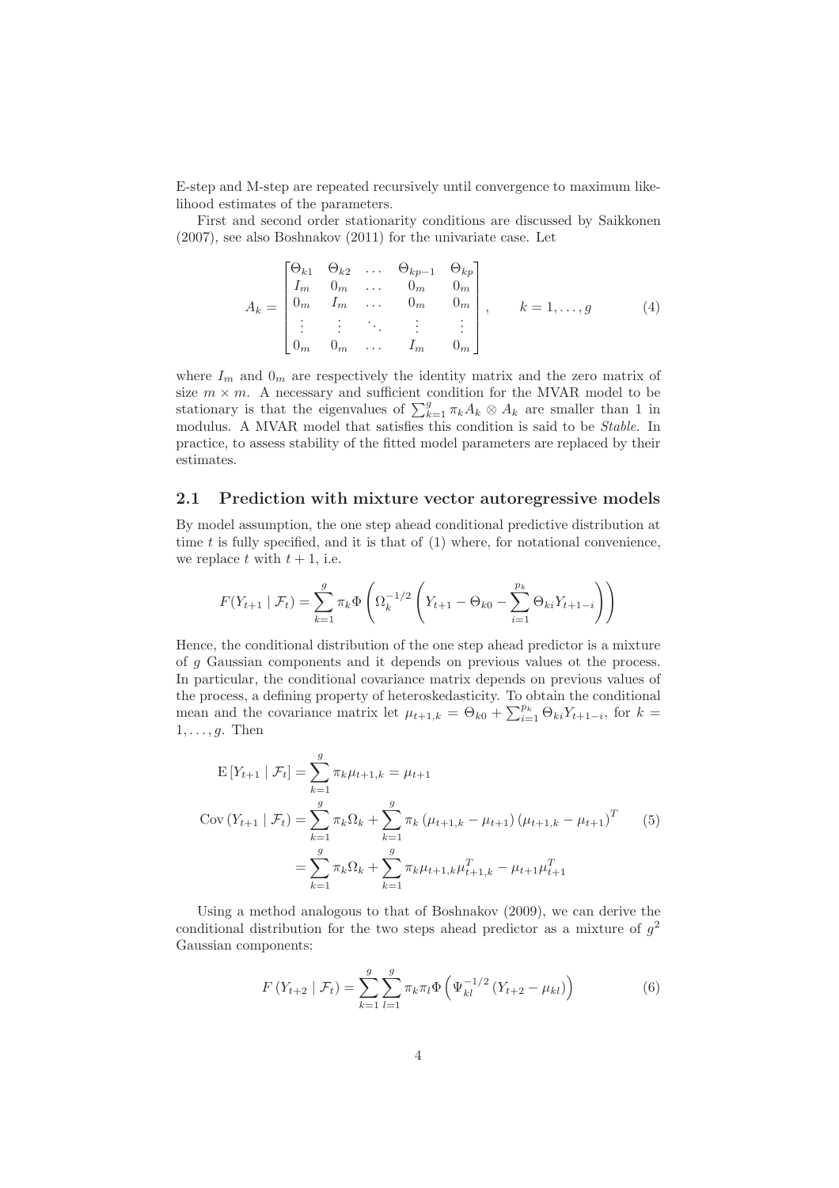E-step and M-step are repeated recursively until convergence to maximum likelihood estimates of the parameters.

First and second order stationarity conditions are discussed by Saikkonen (2007), see also Boshnakov (2011) for the univariate case. Let

$$A_k = \begin{bmatrix} \Theta_{k1} & \Theta_{k2} & \dots & \Theta_{kp-1} & \Theta_{kp} \\ I_m & 0_m & \dots & 0_m & 0_m \\ 0_m & I_m & \dots & 0_m & 0_m \\ \vdots & \vdots & \ddots & \vdots & \vdots \\ 0_m & 0_m & \dots & I_m & 0_m \end{bmatrix}, \qquad k = 1, \dots, g \tag{4}$$

where $I_m$ and $0_m$ are respectively the identity matrix and the zero matrix of size $m \times m$. A necessary and sufficient condition for the MVAR model to be stationary is that the eigenvalues of $\sum_{k=1}^{g} \pi_k A_k \otimes A_k$ are smaller than 1 in modulus. A MVAR model that satisfies this condition is said to be *Stable*. In practice, to assess stability of the fitted model parameters are replaced by their estimates.

## 2.1 Prediction with mixture vector autoregressive models

By model assumption, the one step ahead conditional predictive distribution at time $t$ is fully specified, and it is that of (1) where, for notational convenience, we replace $t$ with $t + 1$, i.e.

$$F(Y_{t+1} \mid \mathcal{F}_t) = \sum_{k=1}^{g} \pi_k \Phi\left(\Omega_k^{-1/2}\left(Y_{t+1} - \Theta_{k0} - \sum_{i=1}^{p_k} \Theta_{ki} Y_{t+1-i}\right)\right)$$

Hence, the conditional distribution of the one step ahead predictor is a mixture of $g$ Gaussian components and it depends on previous values ot the process. In particular, the conditional covariance matrix depends on previous values of the process, a defining property of heteroskedasticity. To obtain the conditional mean and the covariance matrix let $\mu_{t+1,k} = \Theta_{k0} + \sum_{i=1}^{p_k} \Theta_{ki} Y_{t+1-i}$, for $k = 1, \dots, g$. Then

$$\begin{aligned} \mathrm{E}\left[Y_{t+1} \mid \mathcal{F}_t\right] &= \sum_{k=1}^{g} \pi_k \mu_{t+1,k} = \mu_{t+1} \\ \mathrm{Cov}\left(Y_{t+1} \mid \mathcal{F}_t\right) &= \sum_{k=1}^{g} \pi_k \Omega_k + \sum_{k=1}^{g} \pi_k \left(\mu_{t+1,k} - \mu_{t+1}\right)\left(\mu_{t+1,k} - \mu_{t+1}\right)^T \\ &= \sum_{k=1}^{g} \pi_k \Omega_k + \sum_{k=1}^{g} \pi_k \mu_{t+1,k} \mu_{t+1,k}^T - \mu_{t+1} \mu_{t+1}^T \end{aligned} \tag{5}$$

Using a method analogous to that of Boshnakov (2009), we can derive the conditional distribution for the two steps ahead predictor as a mixture of $g^2$ Gaussian components:

$$F\left(Y_{t+2} \mid \mathcal{F}_t\right) = \sum_{k=1}^{g} \sum_{l=1}^{g} \pi_k \pi_l \Phi\left(\Psi_{kl}^{-1/2}\left(Y_{t+2} - \mu_{kl}\right)\right) \tag{6}$$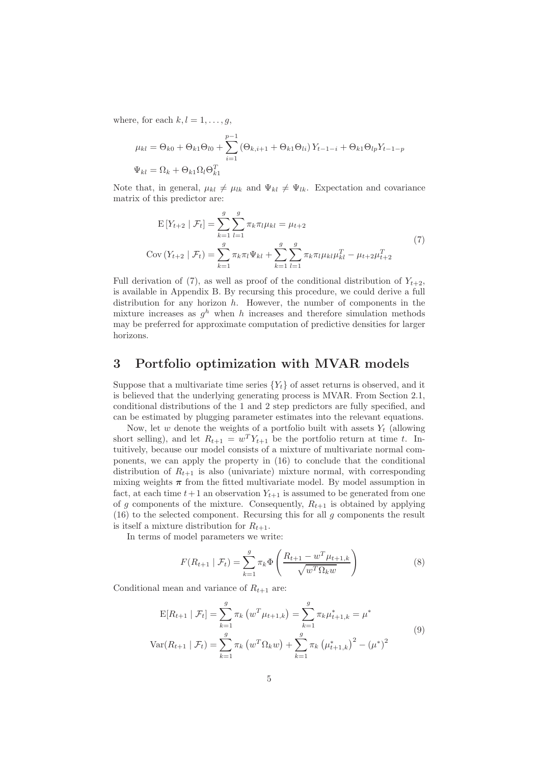where, for each $k, l = 1, \ldots, g$,

$$
\mu_{kl} = \Theta_{k0} + \Theta_{k1}\Theta_{l0} + \sum_{i=1}^{p-1} \left(\Theta_{k,i+1} + \Theta_{k1}\Theta_{li}\right) Y_{t-1-i} + \Theta_{k1}\Theta_{lp} Y_{t-1-p}
$$

$$
\Psi_{kl} = \Omega_k + \Theta_{k1}\Omega_l\Theta_{k1}^T
$$

Note that, in general, $\mu_{kl} \neq \mu_{lk}$ and $\Psi_{kl} \neq \Psi_{lk}$. Expectation and covariance matrix of this predictor are:

$$
\begin{aligned}
\mathrm{E}\left[Y_{t+2} \mid \mathcal{F}_t\right] &= \sum_{k=1}^{g}\sum_{l=1}^{g} \pi_k \pi_l \mu_{kl} = \mu_{t+2} \\
\mathrm{Cov}\left(Y_{t+2} \mid \mathcal{F}_t\right) &= \sum_{k=1}^{g} \pi_k \pi_l \Psi_{kl} + \sum_{k=1}^{g}\sum_{l=1}^{g} \pi_k \pi_l \mu_{kl}\mu_{kl}^T - \mu_{t+2}\mu_{t+2}^T
\end{aligned}
\tag{7}
$$

Full derivation of (7), as well as proof of the conditional distribution of $Y_{t+2}$, is available in Appendix B. By recursing this procedure, we could derive a full distribution for any horizon $h$. However, the number of components in the mixture increases as $g^h$ when $h$ increases and therefore simulation methods may be preferred for approximate computation of predictive densities for larger horizons.

## 3 Portfolio optimization with MVAR models

Suppose that a multivariate time series $\{Y_t\}$ of asset returns is observed, and it is believed that the underlying generating process is MVAR. From Section 2.1, conditional distributions of the 1 and 2 step predictors are fully specified, and can be estimated by plugging parameter estimates into the relevant equations.

Now, let $w$ denote the weights of a portfolio built with assets $Y_t$ (allowing short selling), and let $R_{t+1} = w^T Y_{t+1}$ be the portfolio return at time $t$. Intuitively, because our model consists of a mixture of multivariate normal components, we can apply the property in (16) to conclude that the conditional distribution of $R_{t+1}$ is also (univariate) mixture normal, with corresponding mixing weights $\boldsymbol{\pi}$ from the fitted multivariate model. By model assumption in fact, at each time $t+1$ an observation $Y_{t+1}$ is assumed to be generated from one of $g$ components of the mixture. Consequently, $R_{t+1}$ is obtained by applying (16) to the selected component. Recursing this for all $g$ components the result is itself a mixture distribution for $R_{t+1}$.

In terms of model parameters we write:

$$
F(R_{t+1} \mid \mathcal{F}_t) = \sum_{k=1}^{g} \pi_k \Phi\left(\frac{R_{t+1} - w^T\mu_{t+1,k}}{\sqrt{w^T\Omega_k w}}\right)
\tag{8}
$$

Conditional mean and variance of $R_{t+1}$ are:

$$
\begin{aligned}
\mathrm{E}[R_{t+1} \mid \mathcal{F}_t] &= \sum_{k=1}^{g} \pi_k \left(w^T\mu_{t+1,k}\right) = \sum_{k=1}^{g} \pi_k \mu_{t+1,k}^* = \mu^* \\
\mathrm{Var}(R_{t+1} \mid \mathcal{F}_t) &= \sum_{k=1}^{g} \pi_k \left(w^T\Omega_k w\right) + \sum_{k=1}^{g} \pi_k \left(\mu_{t+1,k}^*\right)^2 - \left(\mu^*\right)^2
\end{aligned}
\tag{9}
$$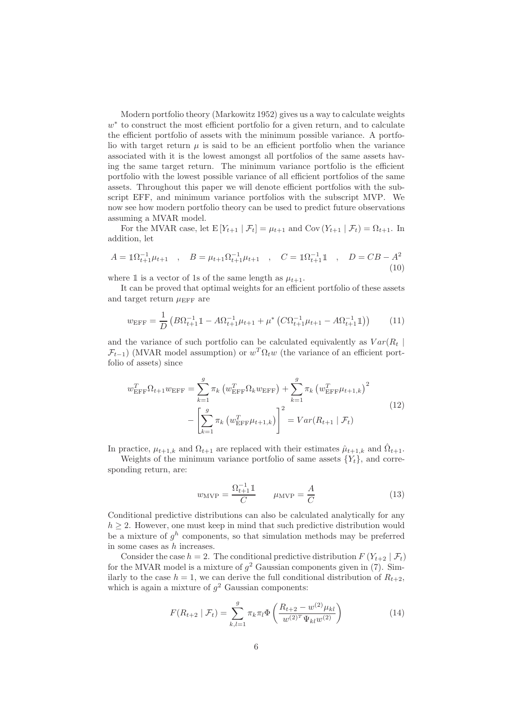Modern portfolio theory (Markowitz 1952) gives us a way to calculate weights $w^*$ to construct the most efficient portfolio for a given return, and to calculate the efficient portfolio of assets with the minimum possible variance. A portfolio with target return $\mu$ is said to be an efficient portfolio when the variance associated with it is the lowest amongst all portfolios of the same assets having the same target return. The minimum variance portfolio is the efficient portfolio with the lowest possible variance of all efficient portfolios of the same assets. Throughout this paper we will denote efficient portfolios with the subscript EFF, and minimum variance portfolios with the subscript MVP. We now see how modern portfolio theory can be used to predict future observations assuming a MVAR model.

For the MVAR case, let $\mathrm{E}[Y_{t+1} \mid \mathcal{F}_t] = \mu_{t+1}$ and $\mathrm{Cov}(Y_{t+1} \mid \mathcal{F}_t) = \Omega_{t+1}$. In addition, let

$$A = \mathbb{1}\Omega_{t+1}^{-1}\mu_{t+1} \quad , \quad B = \mu_{t+1}\Omega_{t+1}^{-1}\mu_{t+1} \quad , \quad C = \mathbb{1}\Omega_{t+1}^{-1}\mathbb{1} \quad , \quad D = CB - A^2 \tag{10}$$

where $\mathbb{1}$ is a vector of 1s of the same length as $\mu_{t+1}$.

It can be proved that optimal weights for an efficient portfolio of these assets and target return $\mu_{\mathrm{EFF}}$ are

$$w_{\mathrm{EFF}} = \frac{1}{D}\left(B\Omega_{t+1}^{-1}\mathbb{1} - A\Omega_{t+1}^{-1}\mu_{t+1} + \mu^*\left(C\Omega_{t+1}^{-1}\mu_{t+1} - A\Omega_{t+1}^{-1}\mathbb{1}\right)\right) \tag{11}$$

and the variance of such portfolio can be calculated equivalently as $Var(R_t \mid \mathcal{F}_{t-1})$ (MVAR model assumption) or $w^T\Omega_t w$ (the variance of an efficient portfolio of assets) since

$$\begin{aligned} w_{\mathrm{EFF}}^T\Omega_{t+1}w_{\mathrm{EFF}} = &\sum_{k=1}^{g}\pi_k\left(w_{\mathrm{EFF}}^T\Omega_k w_{\mathrm{EFF}}\right) + \sum_{k=1}^{g}\pi_k\left(w_{\mathrm{EFF}}^T\mu_{t+1,k}\right)^2 \\ &- \left[\sum_{k=1}^{g}\pi_k\left(w_{\mathrm{EFF}}^T\mu_{t+1,k}\right)\right]^2 = Var(R_{t+1} \mid \mathcal{F}_t) \end{aligned} \tag{12}$$

In practice, $\mu_{t+1,k}$ and $\Omega_{t+1}$ are replaced with their estimates $\hat{\mu}_{t+1,k}$ and $\hat{\Omega}_{t+1}$.

Weights of the minimum variance portfolio of same assets $\{Y_t\}$, and corresponding return, are:

$$w_{\mathrm{MVP}} = \frac{\Omega_{t+1}^{-1}\mathbb{1}}{C} \qquad \mu_{\mathrm{MVP}} = \frac{A}{C} \tag{13}$$

Conditional predictive distributions can also be calculated analytically for any $h \geq 2$. However, one must keep in mind that such predictive distribution would be a mixture of $g^h$ components, so that simulation methods may be preferred in some cases as $h$ increases.

Consider the case $h = 2$. The conditional predictive distribution $F(Y_{t+2} \mid \mathcal{F}_t)$ for the MVAR model is a mixture of $g^2$ Gaussian components given in (7). Similarly to the case $h = 1$, we can derive the full conditional distribution of $R_{t+2}$, which is again a mixture of $g^2$ Gaussian components:

$$F(R_{t+2} \mid \mathcal{F}_t) = \sum_{k,l=1}^{g}\pi_k\pi_l\Phi\left(\frac{R_{t+2} - w^{(2)}\mu_{kl}}{w^{(2)^T}\Psi_{kl}w^{(2)}}\right) \tag{14}$$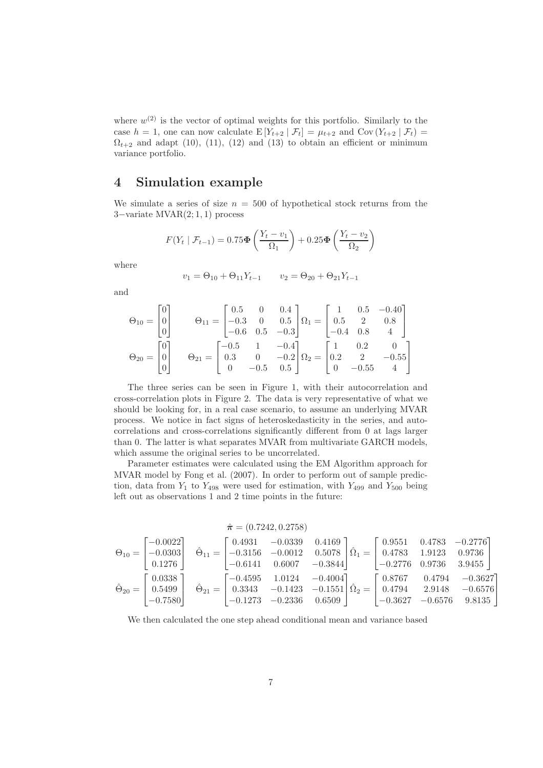where $w^{(2)}$ is the vector of optimal weights for this portfolio. Similarly to the case $h = 1$, one can now calculate $\mathrm{E}\left[Y_{t+2} \mid \mathcal{F}_t\right] = \mu_{t+2}$ and $\mathrm{Cov}\left(Y_{t+2} \mid \mathcal{F}_t\right) = \Omega_{t+2}$ and adapt (10), (11), (12) and (13) to obtain an efficient or minimum variance portfolio.

# 4 Simulation example

We simulate a series of size $n = 500$ of hypothetical stock returns from the 3−variate MVAR$(2; 1, 1)$ process

$$F(Y_t \mid \mathcal{F}_{t-1}) = 0.75\mathbf{\Phi}\left(\frac{Y_t - v_1}{\Omega_1}\right) + 0.25\mathbf{\Phi}\left(\frac{Y_t - v_2}{\Omega_2}\right)$$

where

$$v_1 = \Theta_{10} + \Theta_{11}Y_{t-1} \qquad v_2 = \Theta_{20} + \Theta_{21}Y_{t-1}$$

and

$$\Theta_{10} = \begin{bmatrix} 0 \\ 0 \\ 0 \end{bmatrix} \qquad \Theta_{11} = \begin{bmatrix} 0.5 & 0 & 0.4 \\ -0.3 & 0 & 0.5 \\ -0.6 & 0.5 & -0.3 \end{bmatrix} \Omega_1 = \begin{bmatrix} 1 & 0.5 & -0.40 \\ 0.5 & 2 & 0.8 \\ -0.4 & 0.8 & 4 \end{bmatrix}$$

$$\Theta_{20} = \begin{bmatrix} 0 \\ 0 \\ 0 \end{bmatrix} \qquad \Theta_{21} = \begin{bmatrix} -0.5 & 1 & -0.4 \\ 0.3 & 0 & -0.2 \\ 0 & -0.5 & 0.5 \end{bmatrix} \Omega_2 = \begin{bmatrix} 1 & 0.2 & 0 \\ 0.2 & 2 & -0.55 \\ 0 & -0.55 & 4 \end{bmatrix}$$

The three series can be seen in Figure 1, with their autocorrelation and cross-correlation plots in Figure 2. The data is very representative of what we should be looking for, in a real case scenario, to assume an underlying MVAR process. We notice in fact signs of heteroskedasticity in the series, and autocorrelations and cross-correlations significantly different from 0 at lags larger than 0. The latter is what separates MVAR from multivariate GARCH models, which assume the original series to be uncorrelated.

Parameter estimates were calculated using the EM Algorithm approach for MVAR model by Fong et al. (2007). In order to perform out of sample prediction, data from $Y_1$ to $Y_{498}$ were used for estimation, with $Y_{499}$ and $Y_{500}$ being left out as observations 1 and 2 time points in the future:

$$\hat{\boldsymbol{\pi}} = (0.7242, 0.2758)$$

$$\Theta_{10} = \begin{bmatrix} -0.0022 \\ -0.0303 \\ 0.1276 \end{bmatrix} \quad \hat{\Theta}_{11} = \begin{bmatrix} 0.4931 & -0.0339 & 0.4169 \\ -0.3156 & -0.0012 & 0.5078 \\ -0.6141 & 0.6007 & -0.3844 \end{bmatrix} \hat{\Omega}_1 = \begin{bmatrix} 0.9551 & 0.4783 & -0.2776 \\ 0.4783 & 1.9123 & 0.9736 \\ -0.2776 & 0.9736 & 3.9455 \end{bmatrix}$$

$$\hat{\Theta}_{20} = \begin{bmatrix} 0.0338 \\ 0.5499 \\ -0.7580 \end{bmatrix} \quad \hat{\Theta}_{21} = \begin{bmatrix} -0.4595 & 1.0124 & -0.4004 \\ 0.3343 & -0.1423 & -0.1551 \\ -0.1273 & -0.2336 & 0.6509 \end{bmatrix} \hat{\Omega}_2 = \begin{bmatrix} 0.8767 & 0.4794 & -0.3627 \\ 0.4794 & 2.9148 & -0.6576 \\ -0.3627 & -0.6576 & 9.8135 \end{bmatrix}$$

We then calculated the one step ahead conditional mean and variance based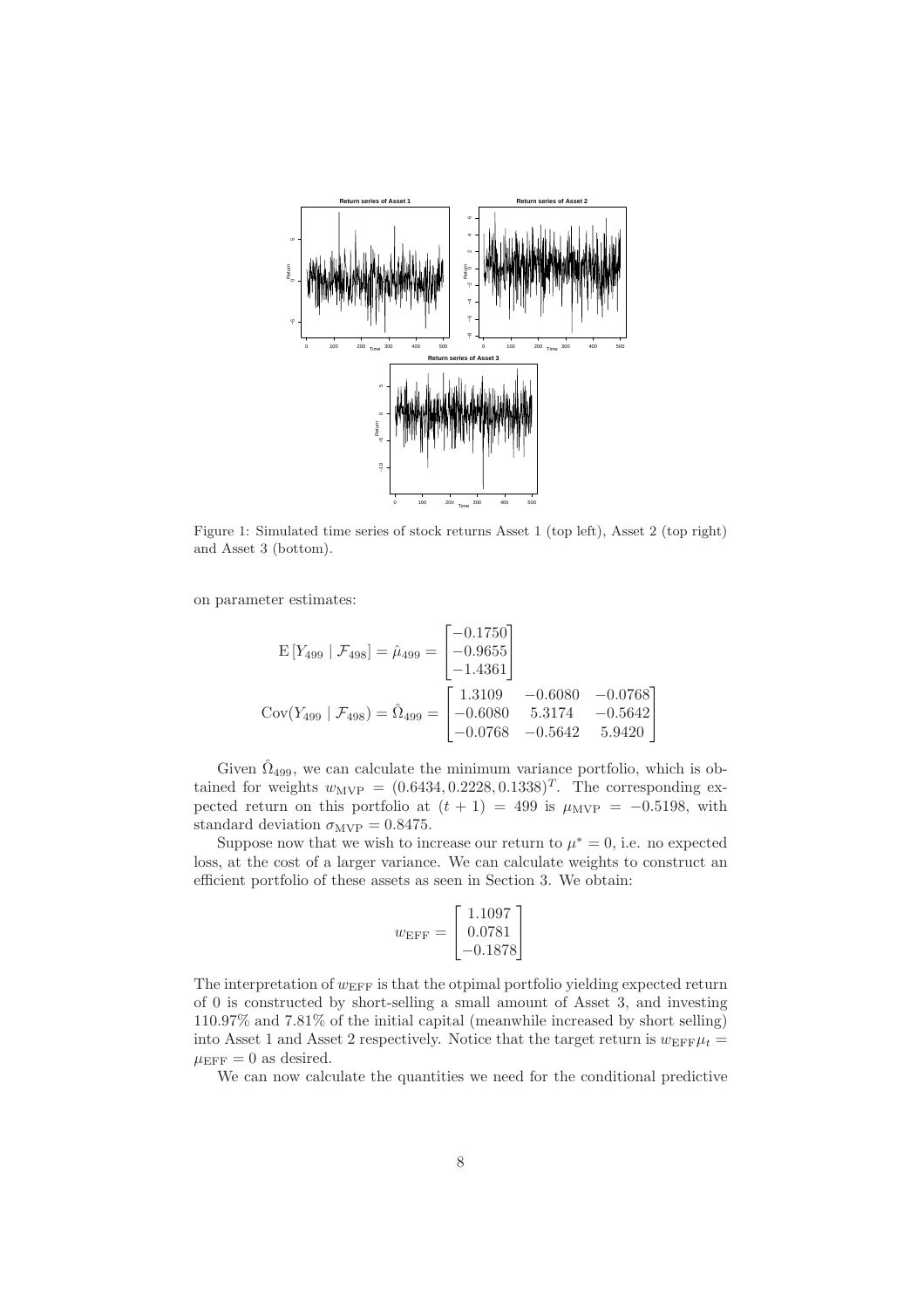Return series of Asset 1

Return

5

0

-5

0 100 200 Time 300 400 500

Return series of Asset 2

Return

6 4 2 0 -2 -4 -6 -8

0 100 200 Time 300 400 500

Return series of Asset 3

Return

5

0

-5

-10

0 100 200 Time 300 400 500

Figure 1: Simulated time series of stock returns Asset 1 (top left), Asset 2 (top right) and Asset 3 (bottom).

on parameter estimates:

$$
\mathrm{E}\left[Y_{499} \mid \mathcal{F}_{498}\right] = \hat{\mu}_{499} = \begin{bmatrix} -0.1750 \\ -0.9655 \\ -1.4361 \end{bmatrix}
$$

$$
\mathrm{Cov}(Y_{499} \mid \mathcal{F}_{498}) = \hat{\Omega}_{499} = \begin{bmatrix} 1.3109 & -0.6080 & -0.0768 \\ -0.6080 & 5.3174 & -0.5642 \\ -0.0768 & -0.5642 & 5.9420 \end{bmatrix}
$$

Given $\hat{\Omega}_{499}$, we can calculate the minimum variance portfolio, which is obtained for weights $w_{\mathrm{MVP}} = (0.6434, 0.2228, 0.1338)^T$. The corresponding expected return on this portfolio at $(t+1) = 499$ is $\mu_{\mathrm{MVP}} = -0.5198$, with standard deviation $\sigma_{\mathrm{MVP}} = 0.8475$.

Suppose now that we wish to increase our return to $\mu^* = 0$, i.e. no expected loss, at the cost of a larger variance. We can calculate weights to construct an efficient portfolio of these assets as seen in Section 3. We obtain:

$$
w_{\mathrm{EFF}} = \begin{bmatrix} 1.1097 \\ 0.0781 \\ -0.1878 \end{bmatrix}
$$

The interpretation of $w_{\mathrm{EFF}}$ is that the otpimal portfolio yielding expected return of 0 is constructed by short-selling a small amount of Asset 3, and investing 110.97% and 7.81% of the initial capital (meanwhile increased by short selling) into Asset 1 and Asset 2 respectively. Notice that the target return is $w_{\mathrm{EFF}} \mu_t = \mu_{\mathrm{EFF}} = 0$ as desired.

We can now calculate the quantities we need for the conditional predictive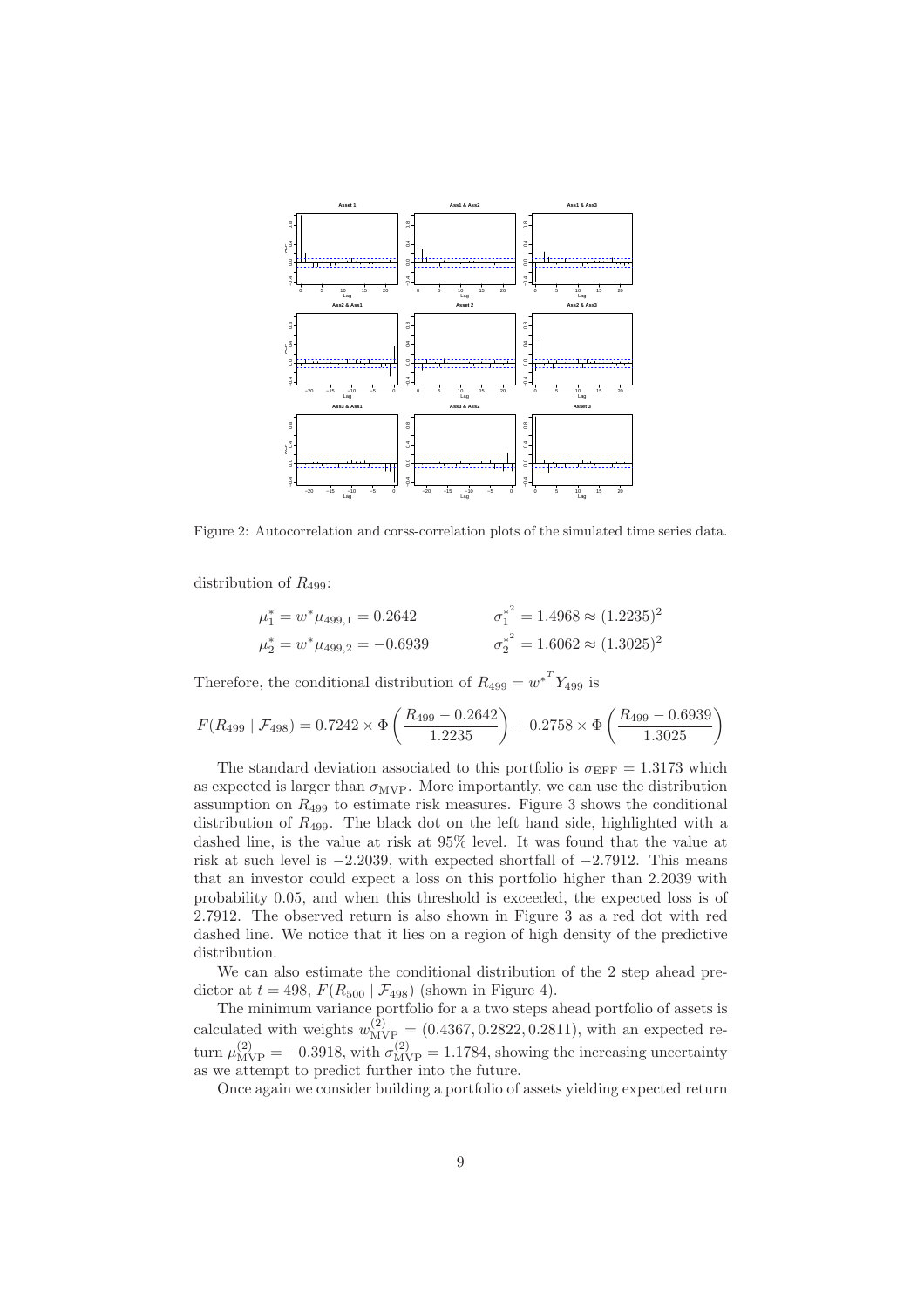Asset 1

Ass1 & Ass2

Ass1 & Ass3

Ass2 & Ass1

Asset 2

Ass2 & Ass3

Ass3 & Ass1

Ass3 & Ass2

Asset 3

Figure 2: Autocorrelation and corss-correlation plots of the simulated time series data.

distribution of $R_{499}$:

$$\mu_1^* = w^* \mu_{499,1} = 0.2642 \qquad \sigma_1^{*^2} = 1.4968 \approx (1.2235)^2$$

$$\mu_2^* = w^* \mu_{499,2} = -0.6939 \qquad \sigma_2^{*^2} = 1.6062 \approx (1.3025)^2$$

Therefore, the conditional distribution of $R_{499} = {w^*}^T Y_{499}$ is

$$F(R_{499} \mid \mathcal{F}_{498}) = 0.7242 \times \Phi\left(\frac{R_{499} - 0.2642}{1.2235}\right) + 0.2758 \times \Phi\left(\frac{R_{499} - 0.6939}{1.3025}\right)$$

The standard deviation associated to this portfolio is $\sigma_{\text{EFF}} = 1.3173$ which as expected is larger than $\sigma_{\text{MVP}}$. More importantly, we can use the distribution assumption on $R_{499}$ to estimate risk measures. Figure 3 shows the conditional distribution of $R_{499}$. The black dot on the left hand side, highlighted with a dashed line, is the value at risk at 95% level. It was found that the value at risk at such level is $-2.2039$, with expected shortfall of $-2.7912$. This means that an investor could expect a loss on this portfolio higher than 2.2039 with probability 0.05, and when this threshold is exceeded, the expected loss is of 2.7912. The observed return is also shown in Figure 3 as a red dot with red dashed line. We notice that it lies on a region of high density of the predictive distribution.

We can also estimate the conditional distribution of the 2 step ahead predictor at $t = 498$, $F(R_{500} \mid \mathcal{F}_{498})$ (shown in Figure 4).

The minimum variance portfolio for a a two steps ahead portfolio of assets is calculated with weights $w_{\text{MVP}}^{(2)} = (0.4367, 0.2822, 0.2811)$, with an expected return $\mu_{\text{MVP}}^{(2)} = -0.3918$, with $\sigma_{\text{MVP}}^{(2)} = 1.1784$, showing the increasing uncertainty as we attempt to predict further into the future.

Once again we consider building a portfolio of assets yielding expected return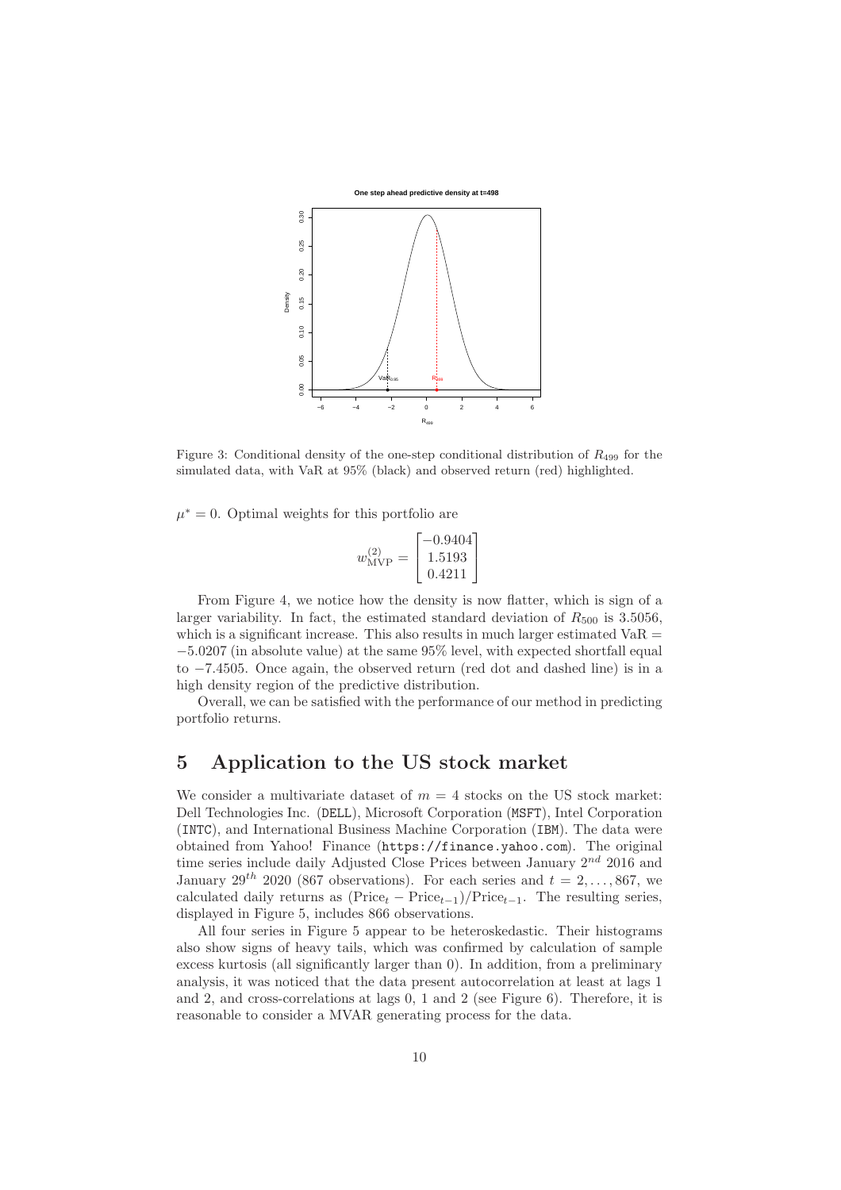One step ahead predictive density at t=498

Density

0.00
0.05
0.10
0.15
0.20
0.25
0.30

−6 −4 −2 0 2 4 6

$VaR_{0.95}$

$R_{499}$

$R_{499}$

Figure 3: Conditional density of the one-step conditional distribution of $R_{499}$ for the simulated data, with VaR at 95% (black) and observed return (red) highlighted.

$\mu^* = 0$. Optimal weights for this portfolio are

$$w^{(2)}_{\text{MVP}} = \begin{bmatrix} -0.9404 \\ 1.5193 \\ 0.4211 \end{bmatrix}$$

From Figure 4, we notice how the density is now flatter, which is sign of a larger variability. In fact, the estimated standard deviation of $R_{500}$ is 3.5056, which is a significant increase. This also results in much larger estimated VaR $=$ $-5.0207$ (in absolute value) at the same 95% level, with expected shortfall equal to $-7.4505$. Once again, the observed return (red dot and dashed line) is in a high density region of the predictive distribution.

Overall, we can be satisfied with the performance of our method in predicting portfolio returns.

# 5 Application to the US stock market

We consider a multivariate dataset of $m = 4$ stocks on the US stock market: Dell Technologies Inc. (DELL), Microsoft Corporation (MSFT), Intel Corporation (INTC), and International Business Machine Corporation (IBM). The data were obtained from Yahoo! Finance (https://finance.yahoo.com). The original time series include daily Adjusted Close Prices between January $2^{nd}$ 2016 and January $29^{th}$ 2020 (867 observations). For each series and $t = 2, \ldots, 867$, we calculated daily returns as $(\text{Price}_t - \text{Price}_{t-1})/\text{Price}_{t-1}$. The resulting series, displayed in Figure 5, includes 866 observations.

All four series in Figure 5 appear to be heteroskedastic. Their histograms also show signs of heavy tails, which was confirmed by calculation of sample excess kurtosis (all significantly larger than 0). In addition, from a preliminary analysis, it was noticed that the data present autocorrelation at least at lags 1 and 2, and cross-correlations at lags 0, 1 and 2 (see Figure 6). Therefore, it is reasonable to consider a MVAR generating process for the data.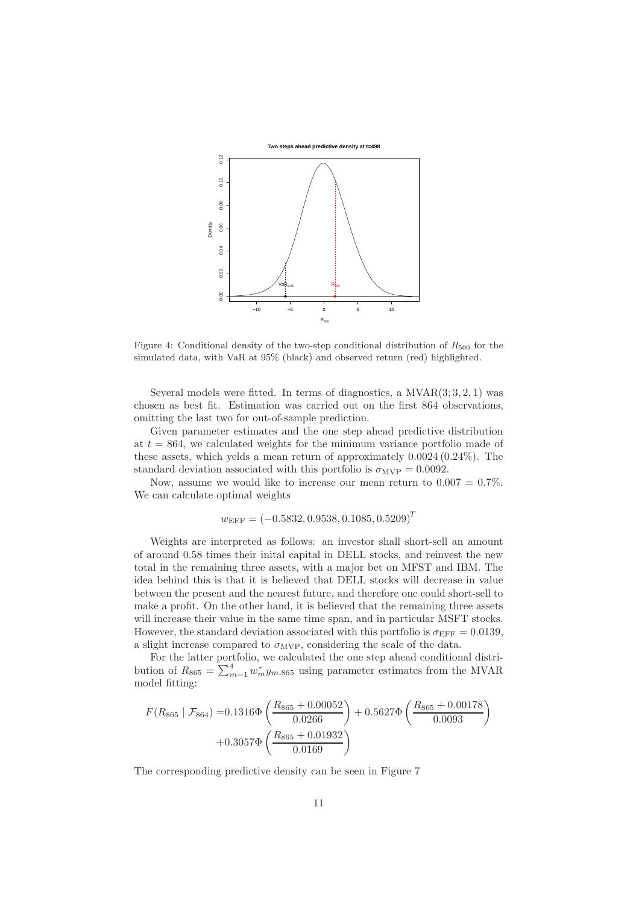Two steps ahead predictive density at t=498

Density

0.00
0.02
0.04
0.06
0.08
0.10
0.12

−10
−5
0
5
10

$R_{500}$

$VaR_{0.95}$

$R_{500}$

Figure 4: Conditional density of the two-step conditional distribution of $R_{500}$ for the simulated data, with VaR at 95% (black) and observed return (red) highlighted.

Several models were fitted. In terms of diagnostics, a $\text{MVAR}(3; 3, 2, 1)$ was chosen as best fit. Estimation was carried out on the first 864 observations, omitting the last two for out-of-sample prediction.

Given parameter estimates and the one step ahead predictive distribution at $t = 864$, we calculated weights for the minimum variance portfolio made of these assets, which yelds a mean return of approximately $0.0024\,(0.24\%)$. The standard deviation associated with this portfolio is $\sigma_{\text{MVP}} = 0.0092$.

Now, assume we would like to increase our mean return to $0.007 = 0.7\%$. We can calculate optimal weights

$$w_{\text{EFF}} = (-0.5832, 0.9538, 0.1085, 0.5209)^T$$

Weights are interpreted as follows: an investor shall short-sell an amount of around 0.58 times their inital capital in DELL stocks, and reinvest the new total in the remaining three assets, with a major bet on MFST and IBM. The idea behind this is that it is believed that DELL stocks will decrease in value between the present and the nearest future, and therefore one could short-sell to make a profit. On the other hand, it is believed that the remaining three assets will increase their value in the same time span, and in particular MSFT stocks. However, the standard deviation associated with this portfolio is $\sigma_{\text{EFF}} = 0.0139$, a slight increase compared to $\sigma_{\text{MVP}}$, considering the scale of the data.

For the latter portfolio, we calculated the one step ahead conditional distribution of $R_{865} = \sum_{m=1}^{4} w_m^* y_{m,865}$ using parameter estimates from the MVAR model fitting:

$$F(R_{865} \mid \mathcal{F}_{864}) = 0.1316\Phi\left(\frac{R_{865} + 0.00052}{0.0266}\right) + 0.5627\Phi\left(\frac{R_{865} + 0.00178}{0.0093}\right) + 0.3057\Phi\left(\frac{R_{865} + 0.01932}{0.0169}\right)$$

The corresponding predictive density can be seen in Figure 7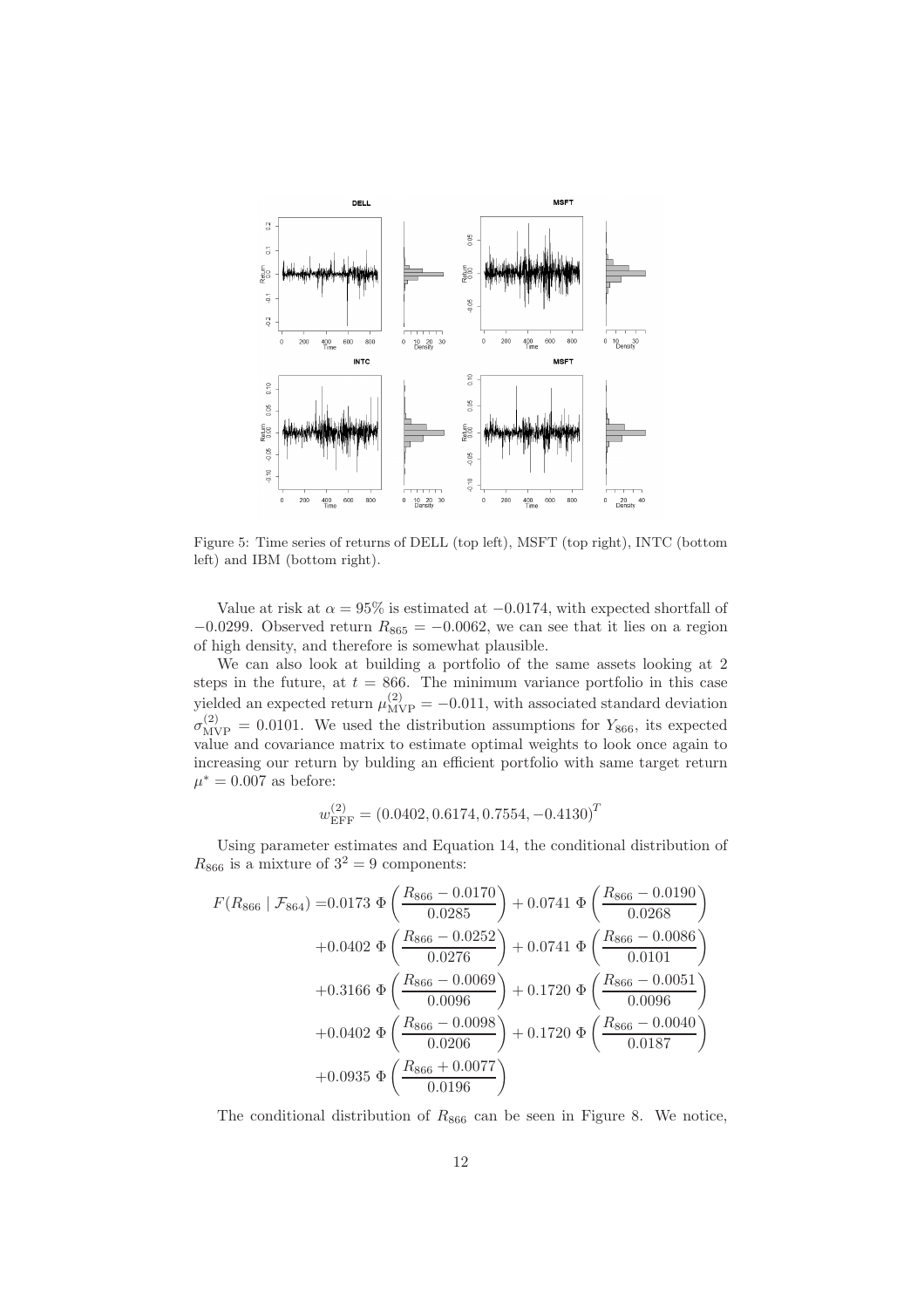Figure 5: Time series of returns of DELL (top left), MSFT (top right), INTC (bottom left) and IBM (bottom right).

Value at risk at $\alpha = 95\%$ is estimated at $-0.0174$, with expected shortfall of $-0.0299$. Observed return $R_{865} = -0.0062$, we can see that it lies on a region of high density, and therefore is somewhat plausible.

We can also look at building a portfolio of the same assets looking at 2 steps in the future, at $t = 866$. The minimum variance portfolio in this case yielded an expected return $\mu_{\text{MVP}}^{(2)} = -0.011$, with associated standard deviation $\sigma_{\text{MVP}}^{(2)} = 0.0101$. We used the distribution assumptions for $Y_{866}$, its expected value and covariance matrix to estimate optimal weights to look once again to increasing our return by bulding an efficient portfolio with same target return $\mu^* = 0.007$ as before:

$$w_{\text{EFF}}^{(2)} = (0.0402, 0.6174, 0.7554, -0.4130)^T$$

Using parameter estimates and Equation 14, the conditional distribution of $R_{866}$ is a mixture of $3^2 = 9$ components:

$$\begin{aligned}
F(R_{866} \mid \mathcal{F}_{864}) = & 0.0173\ \Phi\left(\frac{R_{866} - 0.0170}{0.0285}\right) + 0.0741\ \Phi\left(\frac{R_{866} - 0.0190}{0.0268}\right) \\
& + 0.0402\ \Phi\left(\frac{R_{866} - 0.0252}{0.0276}\right) + 0.0741\ \Phi\left(\frac{R_{866} - 0.0086}{0.0101}\right) \\
& + 0.3166\ \Phi\left(\frac{R_{866} - 0.0069}{0.0096}\right) + 0.1720\ \Phi\left(\frac{R_{866} - 0.0051}{0.0096}\right) \\
& + 0.0402\ \Phi\left(\frac{R_{866} - 0.0098}{0.0206}\right) + 0.1720\ \Phi\left(\frac{R_{866} - 0.0040}{0.0187}\right) \\
& + 0.0935\ \Phi\left(\frac{R_{866} + 0.0077}{0.0196}\right)
\end{aligned}$$

The conditional distribution of $R_{866}$ can be seen in Figure 8. We notice,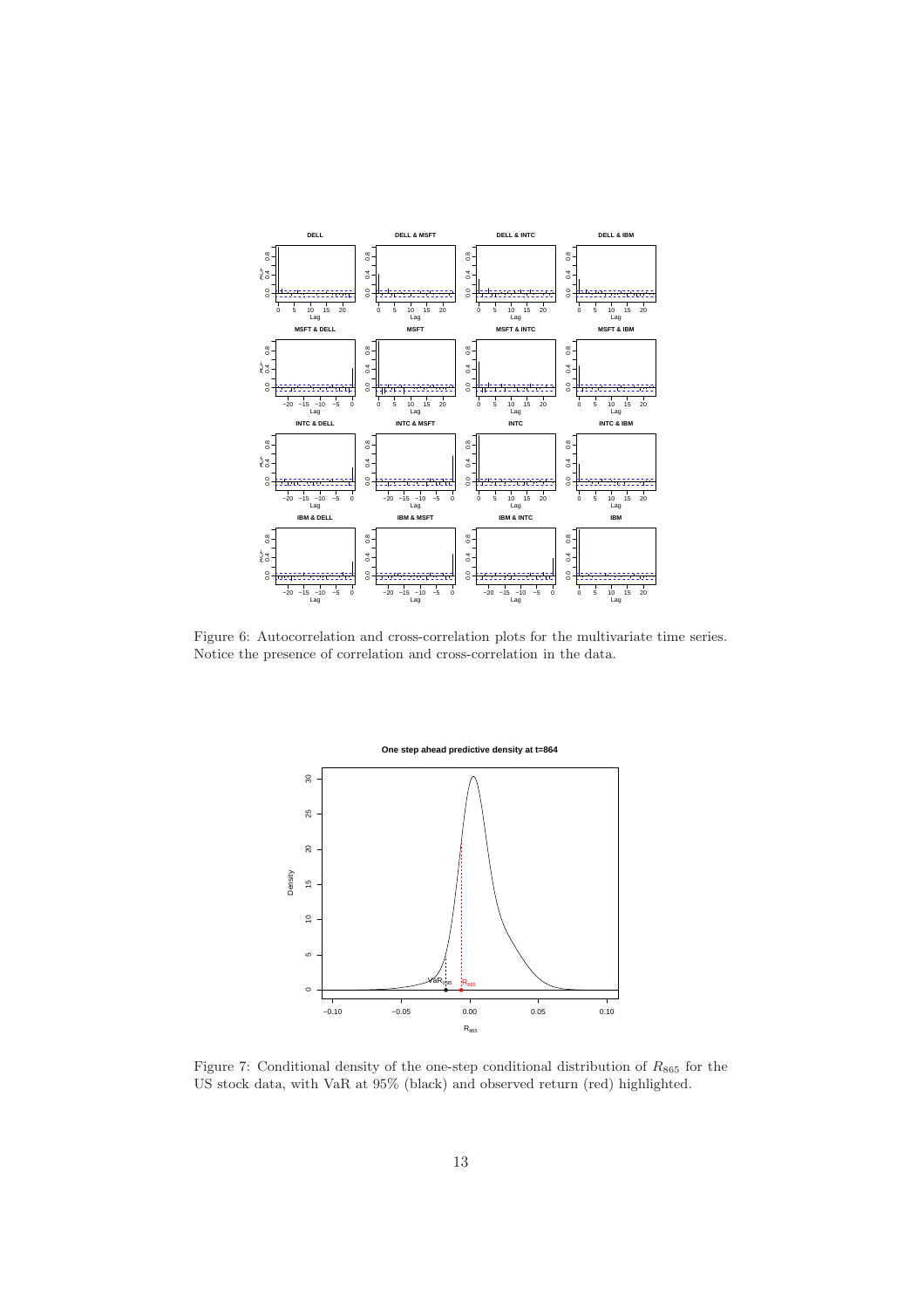DELL

DELL & MSFT

DELL & INTC

DELL & IBM

MSFT & DELL

MSFT

MSFT & INTC

MSFT & IBM

INTC & DELL

INTC & MSFT

INTC

INTC & IBM

IBM & DELL

IBM & MSFT

IBM & INTC

IBM

Figure 6: Autocorrelation and cross-correlation plots for the multivariate time series. Notice the presence of correlation and cross-correlation in the data.

One step ahead predictive density at t=864

Figure 7: Conditional density of the one-step conditional distribution of $R_{865}$ for the US stock data, with VaR at 95% (black) and observed return (red) highlighted.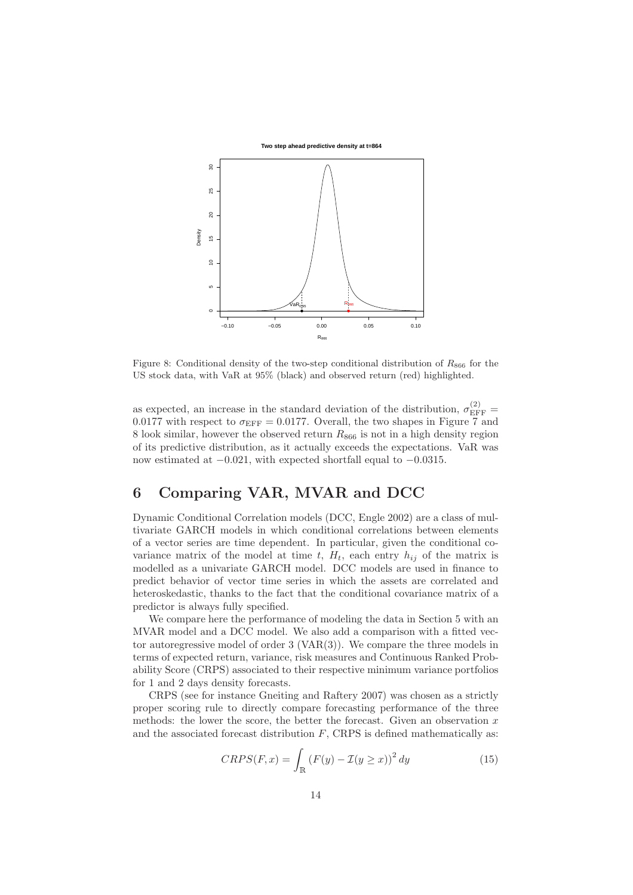Two step ahead predictive density at t=864

Density

30
25
20
15
10
5
0

VaR$_{0.95}$

R$_{866}$

−0.10
−0.05
0.00
0.05
0.10

R$_{866}$

Figure 8: Conditional density of the two-step conditional distribution of $R_{866}$ for the US stock data, with VaR at 95% (black) and observed return (red) highlighted.

as expected, an increase in the standard deviation of the distribution, $\sigma^{(2)}_{\text{EFF}} = 0.0177$ with respect to $\sigma_{\text{EFF}} = 0.0177$. Overall, the two shapes in Figure 7 and 8 look similar, however the observed return $R_{866}$ is not in a high density region of its predictive distribution, as it actually exceeds the expectations. VaR was now estimated at $-0.021$, with expected shortfall equal to $-0.0315$.

# 6 Comparing VAR, MVAR and DCC

Dynamic Conditional Correlation models (DCC, Engle 2002) are a class of multivariate GARCH models in which conditional correlations between elements of a vector series are time dependent. In particular, given the conditional covariance matrix of the model at time $t$, $H_t$, each entry $h_{ij}$ of the matrix is modelled as a univariate GARCH model. DCC models are used in finance to predict behavior of vector time series in which the assets are correlated and heteroskedastic, thanks to the fact that the conditional covariance matrix of a predictor is always fully specified.

We compare here the performance of modeling the data in Section 5 with an MVAR model and a DCC model. We also add a comparison with a fitted vector autoregressive model of order 3 (VAR(3)). We compare the three models in terms of expected return, variance, risk measures and Continuous Ranked Probability Score (CRPS) associated to their respective minimum variance portfolios for 1 and 2 days density forecasts.

CRPS (see for instance Gneiting and Raftery 2007) was chosen as a strictly proper scoring rule to directly compare forecasting performance of the three methods: the lower the score, the better the forecast. Given an observation $x$ and the associated forecast distribution $F$, CRPS is defined mathematically as:

$$CRPS(F, x) = \int_{\mathbb{R}} \left(F(y) - \mathcal{I}(y \geq x)\right)^2 dy \tag{15}$$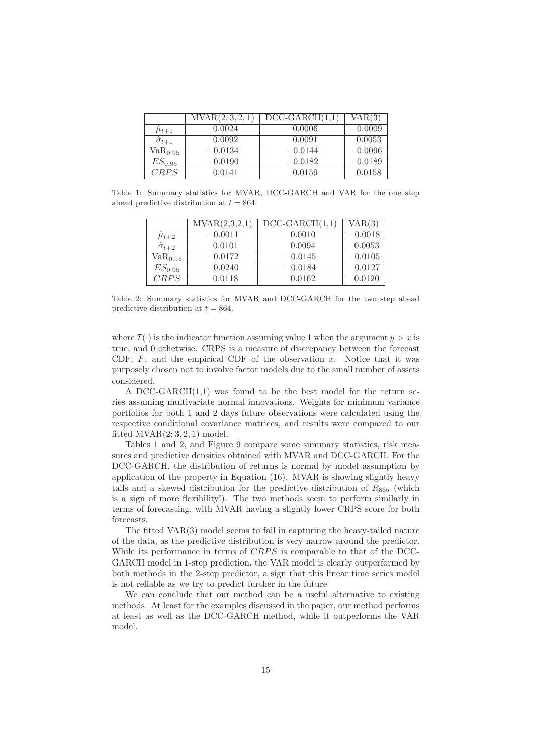| | $\mathrm{MVAR}(2;3,2,1)$ | DCC-GARCH(1,1) | VAR(3) |
|---|---|---|---|
| $\hat{\mu}_{t+1}$ | 0.0024 | 0.0006 | $-0.0009$ |
| $\hat{\sigma}_{t+1}$ | 0.0092 | 0.0091 | 0.0053 |
| $\mathrm{VaR}_{0.95}$ | $-0.0134$ | $-0.0144$ | $-0.0096$ |
| $ES_{0.95}$ | $-0.0190$ | $-0.0182$ | $-0.0189$ |
| $CRPS$ | 0.0141 | 0.0159 | 0.0158 |

Table 1: Summary statistics for MVAR, DCC-GARCH and VAR for the one step ahead predictive distribution at $t = 864$.

| | MVAR(2;3,2,1) | DCC-GARCH(1,1) | VAR(3) |
|---|---|---|---|
| $\hat{\mu}_{t+2}$ | $-0.0011$ | 0.0010 | $-0.0018$ |
| $\hat{\sigma}_{t+2}$ | 0.0101 | 0.0094 | 0.0053 |
| $\mathrm{VaR}_{0.95}$ | $-0.0172$ | $-0.0145$ | $-0.0105$ |
| $ES_{0.95}$ | $-0.0240$ | $-0.0184$ | $-0.0127$ |
| $CRPS$ | 0.0118 | 0.0162 | 0.0120 |

Table 2: Summary statistics for MVAR and DCC-GARCH for the two step ahead predictive distribution at $t = 864$.

where $\mathcal{I}(\cdot)$ is the indicator function assuming value 1 when the argument $y > x$ is true, and 0 othetwise. CRPS is a measure of discrepancy between the forecast CDF, $F$, and the empirical CDF of the observation $x$. Notice that it was purposely chosen not to involve factor models due to the small number of assets considered.

A DCC-GARCH(1,1) was found to be the best model for the return series assuming multivariate normal innovations. Weights for minimum variance portfolios for both 1 and 2 days future observations were calculated using the respective conditional covariance matrices, and results were compared to our fitted $\mathrm{MVAR}(2;3,2,1)$ model.

Tables 1 and 2, and Figure 9 compare some summary statistics, risk measures and predictive densities obtained with MVAR and DCC-GARCH. For the DCC-GARCH, the distribution of returns is normal by model assumption by application of the property in Equation (16). MVAR is showing slightly heavy tails and a skewed distribution for the predictive distribution of $R_{865}$ (which is a sign of more flexibility!). The two methods seem to perform similarly in terms of forecasting, with MVAR having a slightly lower CRPS score for both forecasts.

The fitted VAR(3) model seems to fail in capturing the heavy-tailed nature of the data, as the predictive distribution is very narrow around the predictor. While its performance in terms of $CRPS$ is comparable to that of the DCC-GARCH model in 1-step prediction, the VAR model is clearly outperformed by both methods in the 2-step predictor, a sign that this linear time series model is not reliable as we try to predict further in the future

We can conclude that our method can be a useful alternative to existing methods. At least for the examples discussed in the paper, our method performs at least as well as the DCC-GARCH method, while it outperforms the VAR model.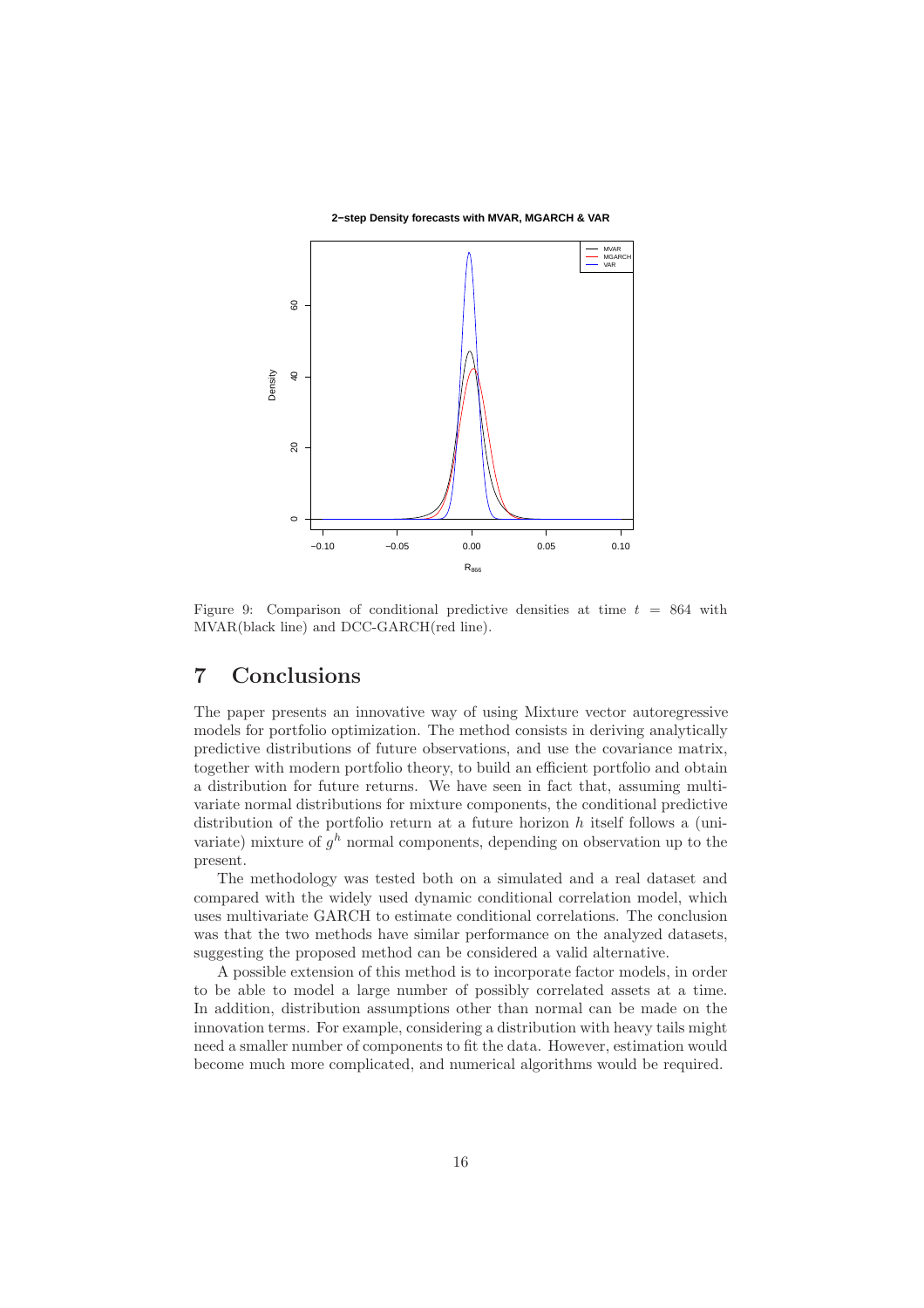2–step Density forecasts with MVAR, MGARCH & VAR

MVAR
MGARCH
VAR

Density

0
20
40
60

−0.10
−0.05
0.00
0.05
0.10

$R_{866}$

Figure 9: Comparison of conditional predictive densities at time $t = 864$ with MVAR(black line) and DCC-GARCH(red line).

# 7 Conclusions

The paper presents an innovative way of using Mixture vector autoregressive models for portfolio optimization. The method consists in deriving analytically predictive distributions of future observations, and use the covariance matrix, together with modern portfolio theory, to build an efficient portfolio and obtain a distribution for future returns. We have seen in fact that, assuming multivariate normal distributions for mixture components, the conditional predictive distribution of the portfolio return at a future horizon $h$ itself follows a (univariate) mixture of $g^h$ normal components, depending on observation up to the present.

The methodology was tested both on a simulated and a real dataset and compared with the widely used dynamic conditional correlation model, which uses multivariate GARCH to estimate conditional correlations. The conclusion was that the two methods have similar performance on the analyzed datasets, suggesting the proposed method can be considered a valid alternative.

A possible extension of this method is to incorporate factor models, in order to be able to model a large number of possibly correlated assets at a time. In addition, distribution assumptions other than normal can be made on the innovation terms. For example, considering a distribution with heavy tails might need a smaller number of components to fit the data. However, estimation would become much more complicated, and numerical algorithms would be required.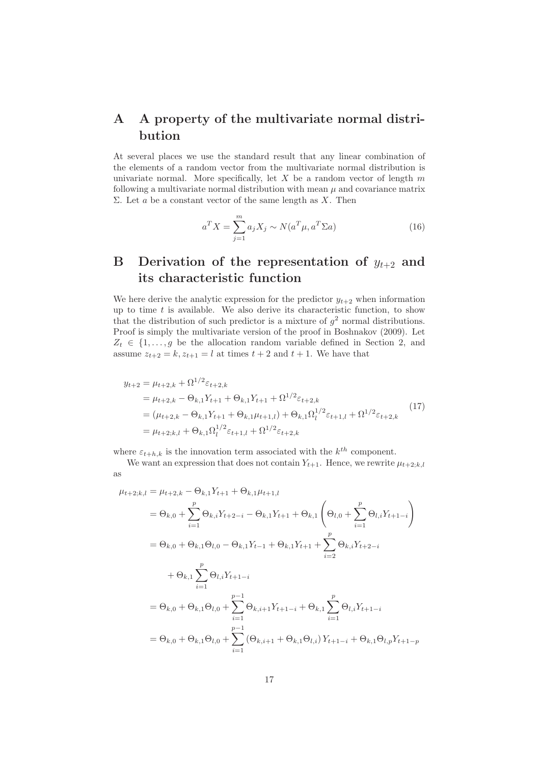# A A property of the multivariate normal distribution

At several places we use the standard result that any linear combination of the elements of a random vector from the multivariate normal distribution is univariate normal. More specifically, let $X$ be a random vector of length $m$ following a multivariate normal distribution with mean $\mu$ and covariance matrix $\Sigma$. Let $a$ be a constant vector of the same length as $X$. Then

$$a^T X = \sum_{j=1}^{m} a_j X_j \sim N(a^T \mu, a^T \Sigma a) \tag{16}$$

# B Derivation of the representation of $y_{t+2}$ and its characteristic function

We here derive the analytic expression for the predictor $y_{t+2}$ when information up to time $t$ is available. We also derive its characteristic function, to show that the distribution of such predictor is a mixture of $g^2$ normal distributions. Proof is simply the multivariate version of the proof in Boshnakov (2009). Let $Z_t \in \{1, \ldots, g$ be the allocation random variable defined in Section 2, and assume $z_{t+2} = k, z_{t+1} = l$ at times $t+2$ and $t+1$. We have that

$$\begin{aligned}
y_{t+2} &= \mu_{t+2,k} + \Omega^{1/2} \varepsilon_{t+2,k} \\
&= \mu_{t+2,k} - \Theta_{k,1} Y_{t+1} + \Theta_{k,1} Y_{t+1} + \Omega^{1/2} \varepsilon_{t+2,k} \\
&= (\mu_{t+2,k} - \Theta_{k,1} Y_{t+1} + \Theta_{k,1} \mu_{t+1,l}) + \Theta_{k,1} \Omega_l^{1/2} \varepsilon_{t+1,l} + \Omega^{1/2} \varepsilon_{t+2,k} \\
&= \mu_{t+2;k,l} + \Theta_{k,1} \Omega_l^{1/2} \varepsilon_{t+1,l} + \Omega^{1/2} \varepsilon_{t+2,k}
\end{aligned} \tag{17}$$

where $\varepsilon_{t+h,k}$ is the innovation term associated with the $k^{th}$ component.

We want an expression that does not contain $Y_{t+1}$. Hence, we rewrite $\mu_{t+2;k,l}$ as

$$\begin{aligned}
\mu_{t+2;k,l} &= \mu_{t+2,k} - \Theta_{k,1} Y_{t+1} + \Theta_{k,1} \mu_{t+1,l} \\
&= \Theta_{k,0} + \sum_{i=1}^{p} \Theta_{k,i} Y_{t+2-i} - \Theta_{k,1} Y_{t+1} + \Theta_{k,1} \left( \Theta_{l,0} + \sum_{i=1}^{p} \Theta_{l,i} Y_{t+1-i} \right) \\
&= \Theta_{k,0} + \Theta_{k,1} \Theta_{l,0} - \Theta_{k,1} Y_{t-1} + \Theta_{k,1} Y_{t+1} + \sum_{i=2}^{p} \Theta_{k,i} Y_{t+2-i} \\
&\quad + \Theta_{k,1} \sum_{i=1}^{p} \Theta_{l,i} Y_{t+1-i} \\
&= \Theta_{k,0} + \Theta_{k,1} \Theta_{l,0} + \sum_{i=1}^{p-1} \Theta_{k,i+1} Y_{t+1-i} + \Theta_{k,1} \sum_{i=1}^{p} \Theta_{l,i} Y_{t+1-i} \\
&= \Theta_{k,0} + \Theta_{k,1} \Theta_{l,0} + \sum_{i=1}^{p-1} \left( \Theta_{k,i+1} + \Theta_{k,1} \Theta_{l,i} \right) Y_{t+1-i} + \Theta_{k,1} \Theta_{l,p} Y_{t+1-p}
\end{aligned}$$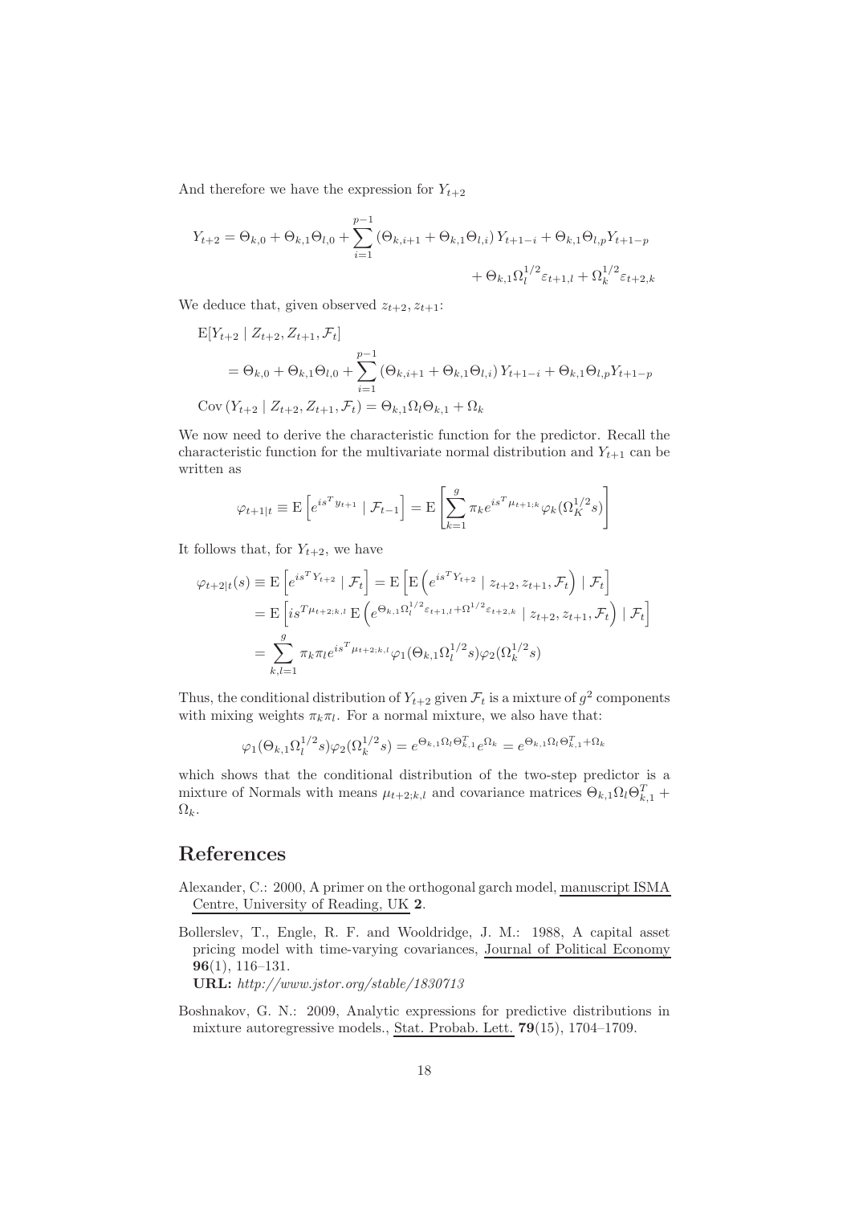And therefore we have the expression for $Y_{t+2}$

$$
\begin{aligned}
Y_{t+2} = \Theta_{k,0} + \Theta_{k,1}\Theta_{l,0} + \sum_{i=1}^{p-1} \left(\Theta_{k,i+1} + \Theta_{k,1}\Theta_{l,i}\right) Y_{t+1-i} + \Theta_{k,1}\Theta_{l,p}Y_{t+1-p} \\
+ \Theta_{k,1}\Omega_l^{1/2}\varepsilon_{t+1,l} + \Omega_k^{1/2}\varepsilon_{t+2,k}
\end{aligned}
$$

We deduce that, given observed $z_{t+2}, z_{t+1}$:

$$
\begin{aligned}
&\mathrm{E}[Y_{t+2} \mid Z_{t+2}, Z_{t+1}, \mathcal{F}_t] \\
&\quad = \Theta_{k,0} + \Theta_{k,1}\Theta_{l,0} + \sum_{i=1}^{p-1} \left(\Theta_{k,i+1} + \Theta_{k,1}\Theta_{l,i}\right) Y_{t+1-i} + \Theta_{k,1}\Theta_{l,p}Y_{t+1-p} \\
&\mathrm{Cov}\left(Y_{t+2} \mid Z_{t+2}, Z_{t+1}, \mathcal{F}_t\right) = \Theta_{k,1}\Omega_l\Theta_{k,1} + \Omega_k
\end{aligned}
$$

We now need to derive the characteristic function for the predictor. Recall the characteristic function for the multivariate normal distribution and $Y_{t+1}$ can be written as

$$
\varphi_{t+1|t} \equiv \mathrm{E}\left[e^{is^T y_{t+1}} \mid \mathcal{F}_{t-1}\right] = \mathrm{E}\left[\sum_{k=1}^{g} \pi_k e^{is^T \mu_{t+1;k}} \varphi_k(\Omega_K^{1/2} s)\right]
$$

It follows that, for $Y_{t+2}$, we have

$$
\begin{aligned}
\varphi_{t+2|t}(s) &\equiv \mathrm{E}\left[e^{is^T Y_{t+2}} \mid \mathcal{F}_t\right] = \mathrm{E}\left[\mathrm{E}\left(e^{is^T Y_{t+2}} \mid z_{t+2}, z_{t+1}, \mathcal{F}_t\right) \mid \mathcal{F}_t\right] \\
&= \mathrm{E}\left[is^T \mu_{t+2;k,l}\, \mathrm{E}\left(e^{\Theta_{k,1}\Omega_l^{1/2}\varepsilon_{t+1,l} + \Omega^{1/2}\varepsilon_{t+2,k}} \mid z_{t+2}, z_{t+1}, \mathcal{F}_t\right) \mid \mathcal{F}_t\right] \\
&= \sum_{k,l=1}^{g} \pi_k \pi_l e^{is^T \mu_{t+2;k,l}} \varphi_1(\Theta_{k,1}\Omega_l^{1/2} s)\varphi_2(\Omega_k^{1/2} s)
\end{aligned}
$$

Thus, the conditional distribution of $Y_{t+2}$ given $\mathcal{F}_t$ is a mixture of $g^2$ components with mixing weights $\pi_k \pi_l$. For a normal mixture, we also have that:

$$
\varphi_1(\Theta_{k,1}\Omega_l^{1/2} s)\varphi_2(\Omega_k^{1/2} s) = e^{\Theta_{k,1}\Omega_l\Theta_{k,1}^T} e^{\Omega_k} = e^{\Theta_{k,1}\Omega_l\Theta_{k,1}^T + \Omega_k}
$$

which shows that the conditional distribution of the two-step predictor is a mixture of Normals with means $\mu_{t+2;k,l}$ and covariance matrices $\Theta_{k,1}\Omega_l\Theta_{k,1}^T + \Omega_k$.

# References

Alexander, C.: 2000, A primer on the orthogonal garch model, manuscript ISMA Centre, University of Reading, UK **2**.

Bollerslev, T., Engle, R. F. and Wooldridge, J. M.: 1988, A capital asset pricing model with time-varying covariances, Journal of Political Economy **96**(1), 116–131.
**URL:** *http://www.jstor.org/stable/1830713*

Boshnakov, G. N.: 2009, Analytic expressions for predictive distributions in mixture autoregressive models., Stat. Probab. Lett. **79**(15), 1704–1709.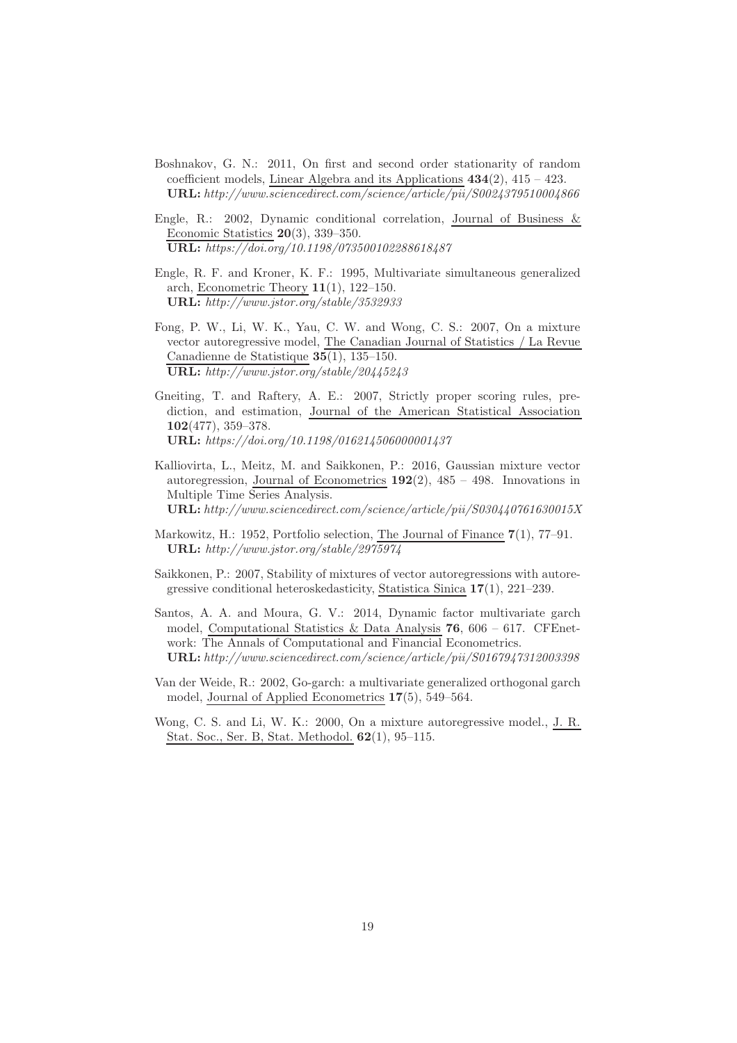Boshnakov, G. N.: 2011, On first and second order stationarity of random coefficient models, Linear Algebra and its Applications **434**(2), 415 – 423.
**URL:** *http://www.sciencedirect.com/science/article/pii/S0024379510004866*

Engle, R.: 2002, Dynamic conditional correlation, Journal of Business & Economic Statistics **20**(3), 339–350.
**URL:** *https://doi.org/10.1198/073500102288618487*

Engle, R. F. and Kroner, K. F.: 1995, Multivariate simultaneous generalized arch, Econometric Theory **11**(1), 122–150.
**URL:** *http://www.jstor.org/stable/3532933*

Fong, P. W., Li, W. K., Yau, C. W. and Wong, C. S.: 2007, On a mixture vector autoregressive model, The Canadian Journal of Statistics / La Revue Canadienne de Statistique **35**(1), 135–150.
**URL:** *http://www.jstor.org/stable/20445243*

Gneiting, T. and Raftery, A. E.: 2007, Strictly proper scoring rules, prediction, and estimation, Journal of the American Statistical Association **102**(477), 359–378.
**URL:** *https://doi.org/10.1198/016214506000001437*

Kalliovirta, L., Meitz, M. and Saikkonen, P.: 2016, Gaussian mixture vector autoregression, Journal of Econometrics **192**(2), 485 – 498. Innovations in Multiple Time Series Analysis.
**URL:** *http://www.sciencedirect.com/science/article/pii/S030440761630015X*

Markowitz, H.: 1952, Portfolio selection, The Journal of Finance **7**(1), 77–91.
**URL:** *http://www.jstor.org/stable/2975974*

Saikkonen, P.: 2007, Stability of mixtures of vector autoregressions with autoregressive conditional heteroskedasticity, Statistica Sinica **17**(1), 221–239.

Santos, A. A. and Moura, G. V.: 2014, Dynamic factor multivariate garch model, Computational Statistics & Data Analysis **76**, 606 – 617. CFEnetwork: The Annals of Computational and Financial Econometrics.
**URL:** *http://www.sciencedirect.com/science/article/pii/S0167947312003398*

Van der Weide, R.: 2002, Go-garch: a multivariate generalized orthogonal garch model, Journal of Applied Econometrics **17**(5), 549–564.

Wong, C. S. and Li, W. K.: 2000, On a mixture autoregressive model., J. R. Stat. Soc., Ser. B, Stat. Methodol. **62**(1), 95–115.